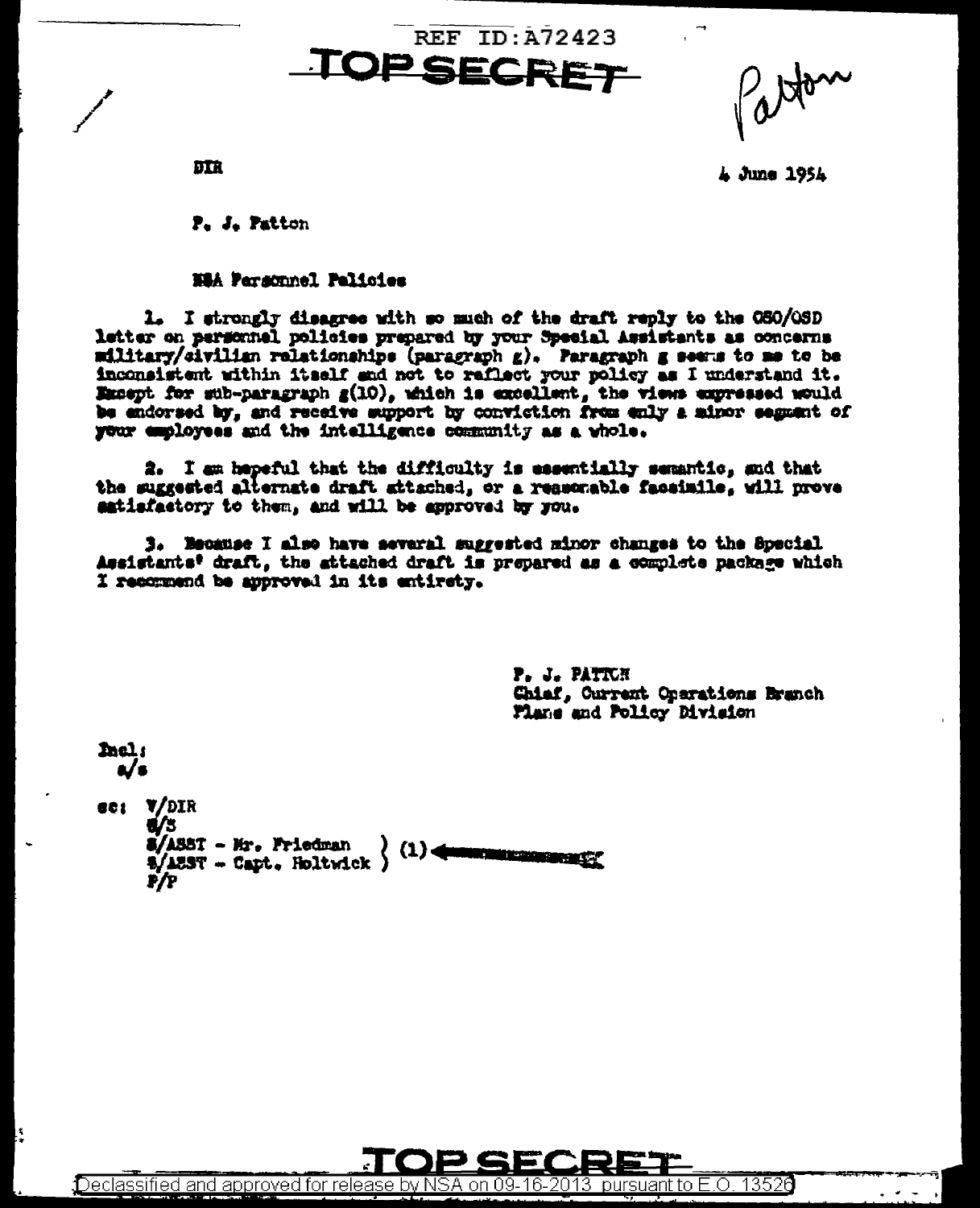REF ID:A72423

TOP SECRET

Patton

DIR

4 June 1954

P. J. Patton

NSA Personnel Policies

1. I strongly disagree with so much of the draft reply to the OSO/OSD letter on personnel policies prepared by your Special Assistants as concerns military/civilian relationships (paragraph g). Paragraph g seems to me to be inconsistent within itself and not to reflect your policy as I understand it. Except for sub-paragraph g(10), which is excellent, the views expressed would be endorsed by, and receive support by conviction from only a minor segment of your employees and the intelligence community as a whole.

2. I am hopeful that the difficulty is essentially semantic, and that the suggested alternate draft attached, or a reasonable facsimile, will prove satisfactory to them, and will be approved by you.

3. Because I also have several suggested minor changes to the Special Assistants' draft, the attached draft is prepared as a complete package which I recommend be approved in its entirety.

P. J. PATTON
Chief, Current Operations Branch
Plans and Policy Division

Incl:
a/s

cc: V/DIR
S/S
S/ASST - Mr. Friedman } (1)
S/ASST - Capt. Holtwick }
P/P

TOP SECRET

Declassified and approved for release by NSA on 09-16-2013 pursuant to E.O. 13526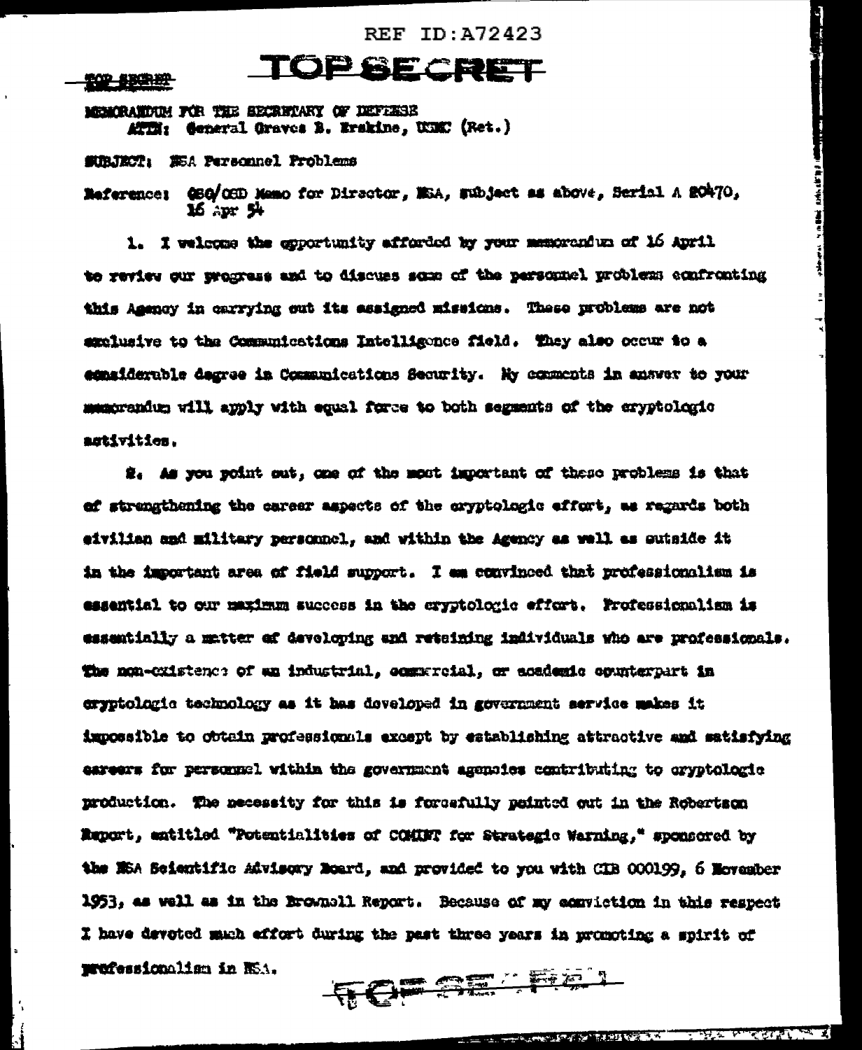REF ID:A72423

TOP SECRET

TOP SECRET

MEMORANDUM FOR THE SECRETARY OF DEFENSE
ATTN: General Graves B. Erskine, USMC (Ret.)

SUBJECT: NSA Personnel Problems

Reference: OSO/OSD Memo for Director, NSA, subject as above, Serial A 20470, 16 Apr 54

1. I welcome the opportunity afforded by your memorandum of 16 April to review our progress and to discuss some of the personnel problems confronting this Agency in carrying out its assigned missions. These problems are not exclusive to the Communications Intelligence field. They also occur to a considerable degree in Communications Security. My comments in answer to your memorandum will apply with equal force to both segments of the cryptologic activities.

2. As you point out, one of the most important of these problems is that of strengthening the career aspects of the cryptologic effort, as regards both civilian and military personnel, and within the Agency as well as outside it in the important area of field support. I am convinced that professionalism is essential to our maximum success in the cryptologic effort. Professionalism is essentially a matter of developing and retaining individuals who are professionals. The non-existence of an industrial, commercial, or academic counterpart in cryptologic technology as it has developed in government service makes it impossible to obtain professionals except by establishing attractive and satisfying careers for personnel within the government agencies contributing to cryptologic production. The necessity for this is forcefully pointed out in the Robertson Report, entitled "Potentialities of COMINT for Strategic Warning," sponsored by the NSA Scientific Advisory Board, and provided to you with CIB 000199, 6 November 1953, as well as in the Brownell Report. Because of my conviction in this respect I have devoted much effort during the past three years in promoting a spirit of professionalism in NSA.

TOP SECRET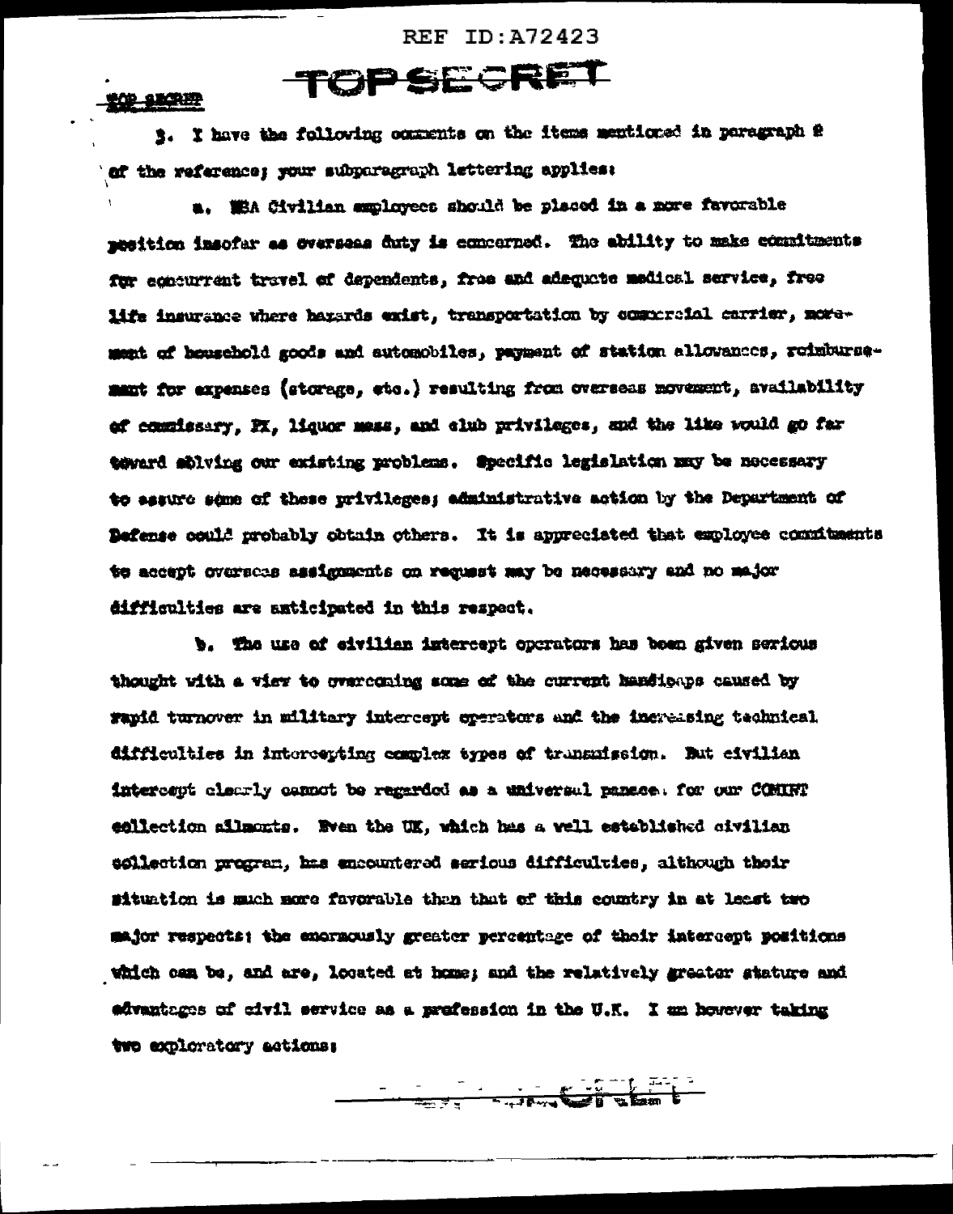REF ID:A72423

TOP SECRET

TOP SECRET

3. I have the following comments on the items mentioned in paragraph 2 of the reference; your subparagraph lettering applies:

a. NSA Civilian employees should be placed in a more favorable position insofar as overseas duty is concerned. The ability to make commitments for concurrent travel of dependents, free and adequate medical service, free life insurance where hazards exist, transportation by commercial carrier, movement of household goods and automobiles, payment of station allowances, reimbursement for expenses (storage, etc.) resulting from overseas movement, availability of commissary, PX, liquor mess, and club privileges, and the like would go far toward solving our existing problems. Specific legislation may be necessary to assure some of these privileges; administrative action by the Department of Defense could probably obtain others. It is appreciated that employee commitments to accept overseas assignments on request may be necessary and no major difficulties are anticipated in this respect.

b. The use of civilian intercept operators has been given serious thought with a view to overcoming some of the current handicaps caused by rapid turnover in military intercept operators and the increasing technical difficulties in intercepting complex types of transmission. But civilian intercept clearly cannot be regarded as a universal panacea for our COMINT collection ailments. Even the UK, which has a well established civilian collection program, has encountered serious difficulties, although their situation is much more favorable than that of this country in at least two major respects: the enormously greater percentage of their intercept positions which can be, and are, located at home; and the relatively greater stature and advantages of civil service as a profession in the U.K. I am however taking two exploratory actions: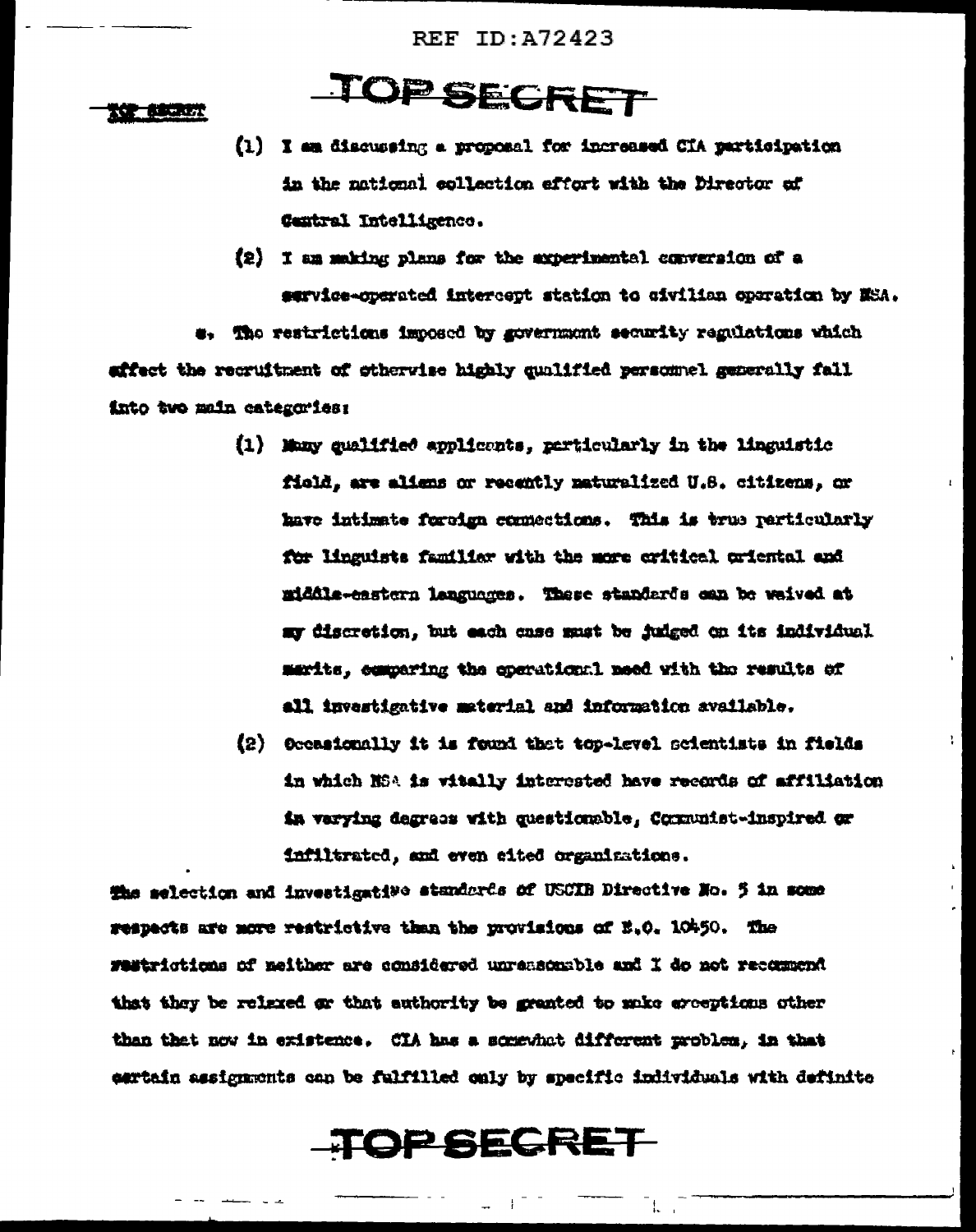(1) I am discussing a proposal for increased CIA participation in the national collection effort with the Director of Central Intelligence.

(2) I am making plans for the experimental conversion of a service-operated intercept station to civilian operation by NSA.

e. The restrictions imposed by government security regulations which affect the recruitment of otherwise highly qualified personnel generally fall into two main categories:

(1) Many qualified applicants, particularly in the linguistic field, are aliens or recently naturalized U.S. citizens, or have intimate foreign connections. This is true particularly for linguists familiar with the more critical oriental and middle-eastern languages. These standards can be waived at my discretion, but each case must be judged on its individual merits, comparing the operational need with the results of all investigative material and information available.

(2) Occasionally it is found that top-level scientists in fields in which NSA is vitally interested have records of affiliation in varying degrees with questionable, Communist-inspired or infiltrated, and even cited organizations.

The selection and investigative standards of USCIB Directive No. 5 in some respects are more restrictive than the provisions of E.O. 10450. The restrictions of neither are considered unreasonable and I do not recommend that they be relaxed or that authority be granted to make exceptions other than that now in existence. CIA has a somewhat different problem, in that certain assignments can be fulfilled only by specific individuals with definite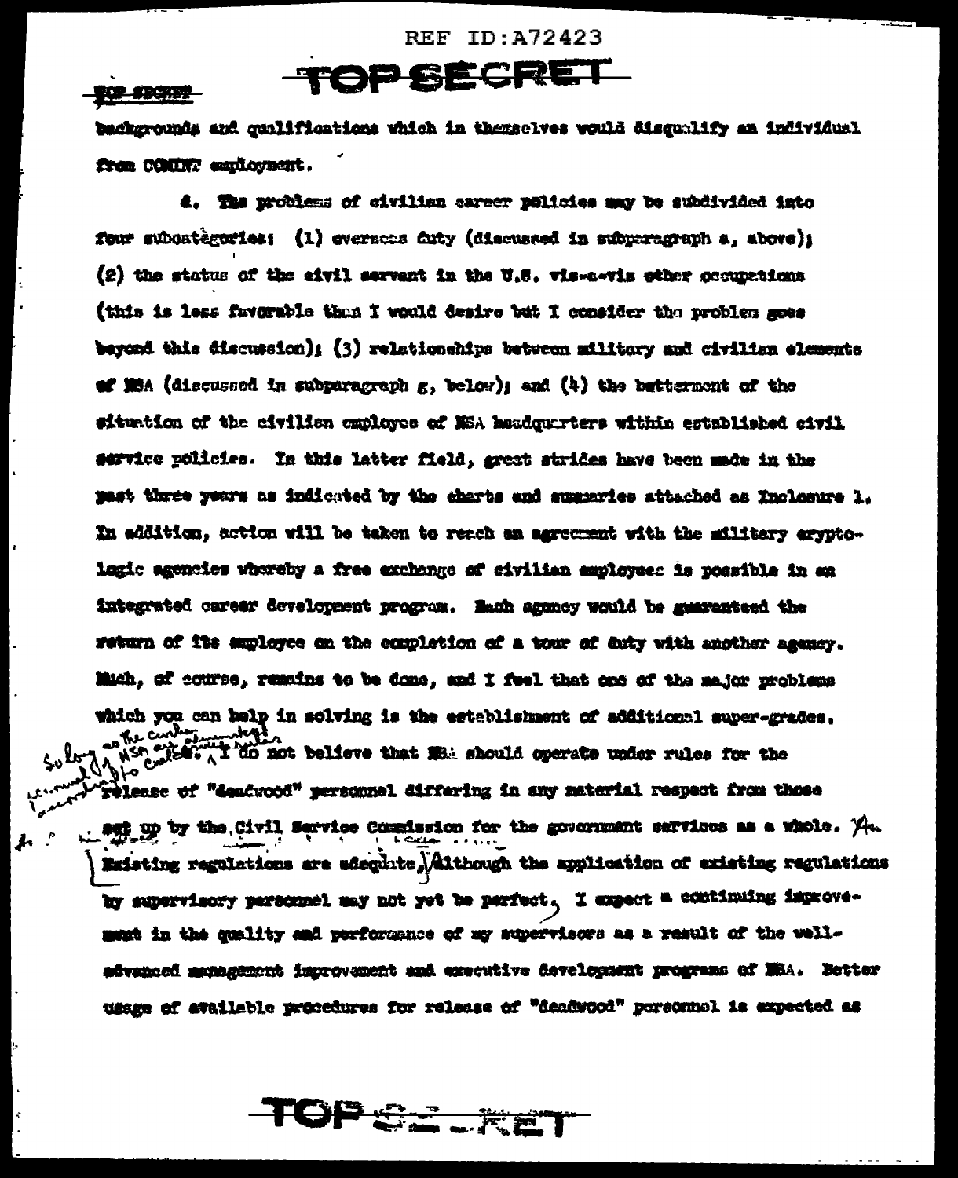backgrounds and qualifications which in themselves would disqualify an individual from COMINT employment.

d. The problems of civilian career policies may be subdivided into four subcategories: (1) overseas duty (discussed in subparagraph a, above); (2) the status of the civil servant in the U.S. vis-a-vis other occupations (this is less favorable than I would desire but I consider the problem goes beyond this discussion); (3) relationships between military and civilian elements of NSA (discussed in subparagraph g, below); and (4) the betterment of the situation of the civilian employee of NSA headquarters within established civil service policies. In this latter field, great strides have been made in the past three years as indicated by the charts and summaries attached as Inclosure 1. In addition, action will be taken to reach an agreement with the military cryptologic agencies whereby a free exchange of civilian employees is possible in an integrated career development program. Each agency would be guaranteed the return of its employee on the completion of a tour of duty with another agency. Much, of course, remains to be done, and I feel that one of the major problems which you can help in solving is the establishment of additional super-grades. So long as the current personnel of NSA are composed of civilians, I do not believe that NSA should operate under rules for the release of "deadwood" personnel differing in any material respect from those set up by the Civil Service Commission for the government services as a whole. Existing regulations are adequate, although the application of existing regulations by supervisory personnel may not yet be perfect. I expect a continuing improvement in the quality and performance of my supervisors as a result of the well-advanced management improvement and executive development programs of NSA. Better usage of available procedures for release of "deadwood" personnel is expected as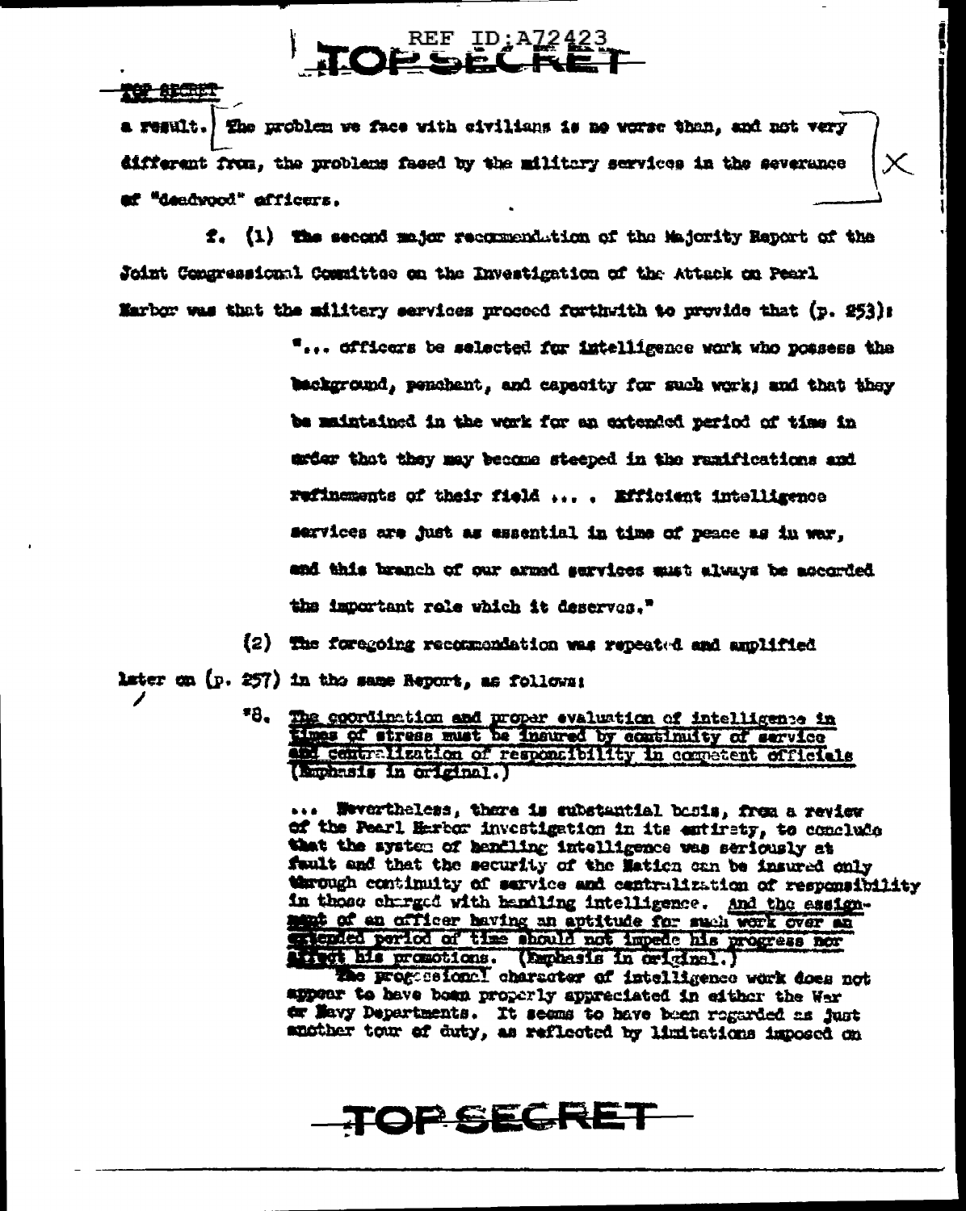a result. The problem we face with civilians is no worse than, and not very different from, the problems faced by the military services in the severance of "deadwood" officers.

f. (1) The second major recommendation of the Majority Report of the Joint Congressional Committee on the Investigation of the Attack on Pearl Harbor was that the military services proceed forthwith to provide that (p. 253):

> "... officers be selected for intelligence work who possess the background, penchant, and capacity for such work; and that they be maintained in the work for an extended period of time in order that they may become steeped in the ramifications and refinements of their field ... . Efficient intelligence services are just as essential in time of peace as in war, and this branch of our armed services must always be accorded the important role which it deserves."

(2) The foregoing recommendation was repeated and amplified later on (p. 257) in the same Report, as follows:

> "8. <u>The coordination and proper evaluation of intelligence in times of stress must be insured by continuity of service and centralization of responsibility in competent officials</u> (Emphasis in original.)
>
> ... Nevertheless, there is substantial basis, from a review of the Pearl Harbor investigation in its entirety, to conclude that the system of handling intelligence was seriously at fault and that the security of the Nation can be insured only through continuity of service and centralization of responsibility in those charged with handling intelligence. <u>And the assignment of an officer having an aptitude for such work over an extended period of time should not impede his progress nor affect his promotions.</u> (Emphasis in original.)
>
> The professional character of intelligence work does not appear to have been properly appreciated in either the War or Navy Departments. It seems to have been regarded as just another tour of duty, as reflected by limitations imposed on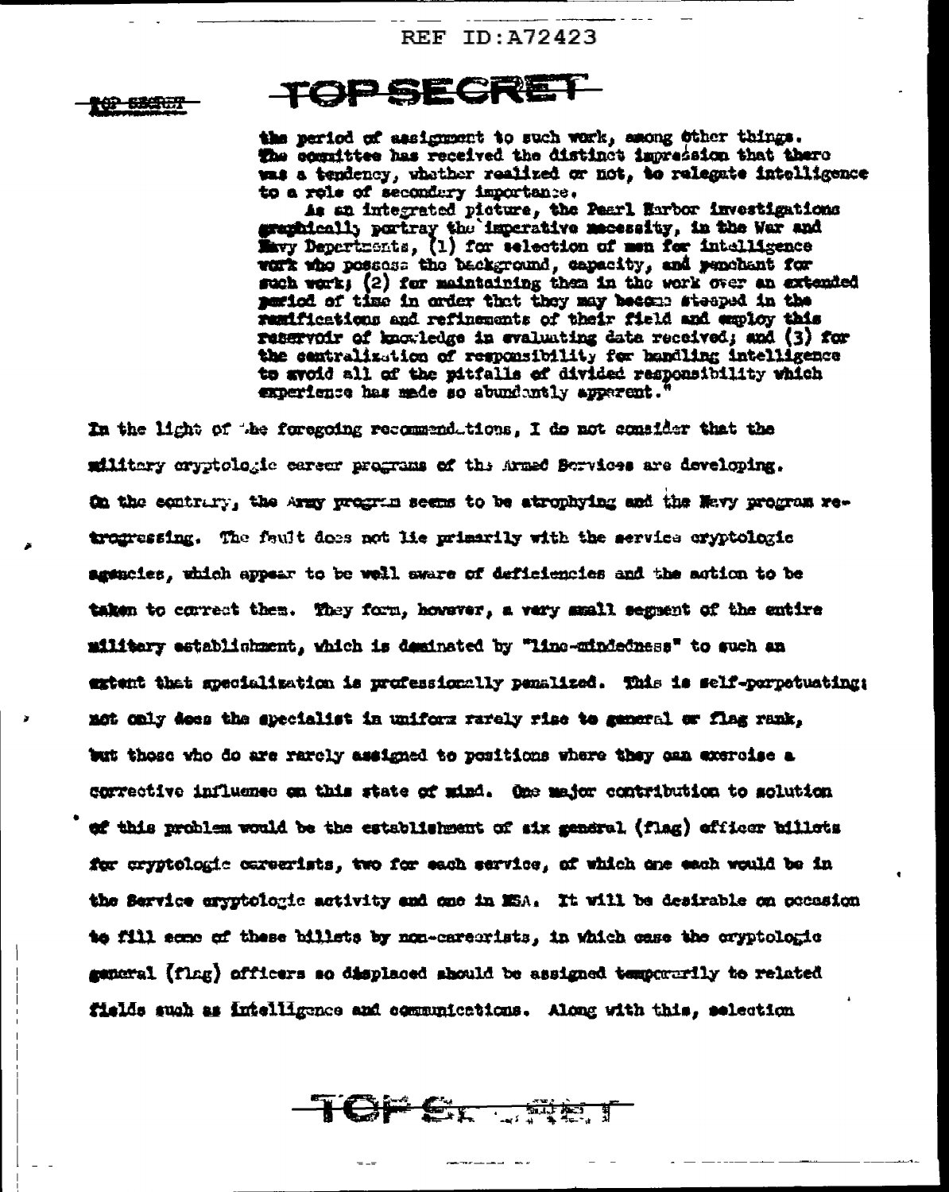> the period of assignment to such work, among other things. The committee has received the distinct impression that there was a tendency, whether realized or not, to relegate intelligence to a role of secondary importance.
>
> As an integrated picture, the Pearl Harbor investigations graphically portray the imperative necessity, in the War and Navy Departments, (1) for selection of men for intelligence work who possess the background, capacity, and penchant for such work; (2) for maintaining them in the work over an extended period of time in order that they may become steeped in the ramifications and refinements of their field and employ this reservoir of knowledge in evaluating data received; and (3) for the centralization of responsibility for handling intelligence to avoid all of the pitfalls of divided responsibility which experience has made so abundantly apparent."

In the light of the foregoing recommendations, I do not consider that the military cryptologic career programs of the Armed Services are developing. On the contrary, the Army program seems to be atrophying and the Navy program retrogressing. The fault does not lie primarily with the service cryptologic agencies, which appear to be well aware of deficiencies and the action to be taken to correct them. They form, however, a very small segment of the entire military establishment, which is dominated by "line-mindedness" to such an extent that specialization is professionally penalized. This is self-perpetuating: not only does the specialist in uniform rarely rise to general or flag rank, but those who do are rarely assigned to positions where they can exercise a corrective influence on this state of mind. One major contribution to solution of this problem would be the establishment of six general (flag) officer billets for cryptologic careerists, two for each service, of which one each would be in the Service cryptologic activity and one in NSA. It will be desirable on occasion to fill some of these billets by non-careerists, in which case the cryptologic general (flag) officers so displaced should be assigned temporarily to related fields such as intelligence and communications. Along with this, selection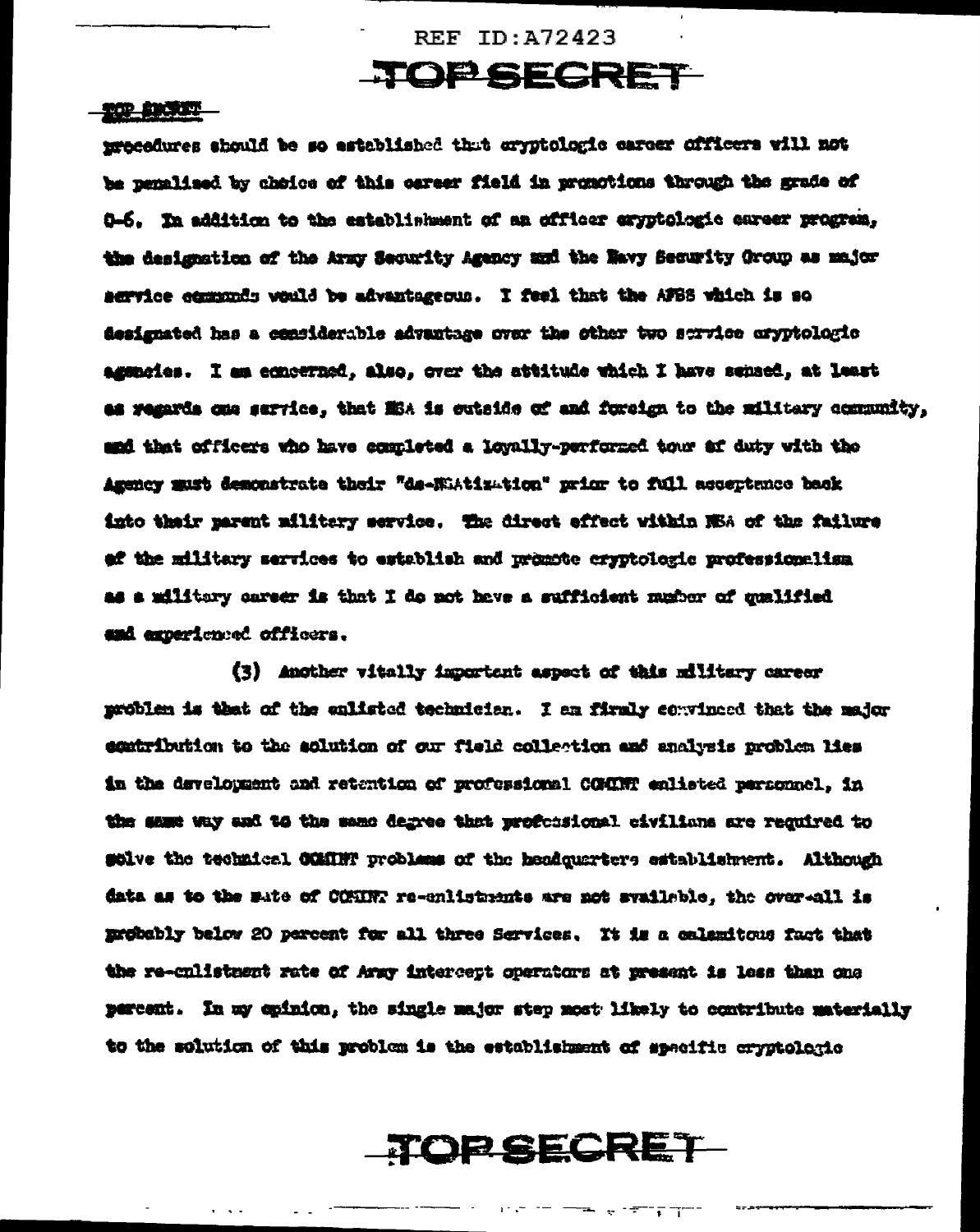procedures should be so established that cryptologic career officers will not be penalized by choice of this career field in promotions through the grade of O-6. In addition to the establishment of an officer cryptologic career program, the designation of the Army Security Agency and the Navy Security Group as major service commands would be advantageous. I feel that the AFSS which is so designated has a considerable advantage over the other two service cryptologic agencies. I am concerned, also, over the attitude which I have sensed, at least as regards one service, that NSA is outside of and foreign to the military community, and that officers who have completed a loyally-performed tour of duty with the Agency must demonstrate their "de-NSAtization" prior to full acceptance back into their parent military service. The direct effect within NSA of the failure of the military services to establish and promote cryptologic professionalism as a military career is that I do not have a sufficient number of qualified and experienced officers.

(3) Another vitally important aspect of this military career problem is that of the enlisted technician. I am firmly convinced that the major contribution to the solution of our field collection and analysis problem lies in the development and retention of professional COMINT enlisted personnel, in the same way and to the same degree that professional civilians are required to solve the technical COMINT problems of the headquarters establishment. Although data as to the rate of COMINT re-enlistments are not available, the over-all is probably below 20 percent for all three Services. It is a calamitous fact that the re-enlistment rate of Army intercept operators at present is less than one percent. In my opinion, the single major step most likely to contribute materially to the solution of this problem is the establishment of specific cryptologic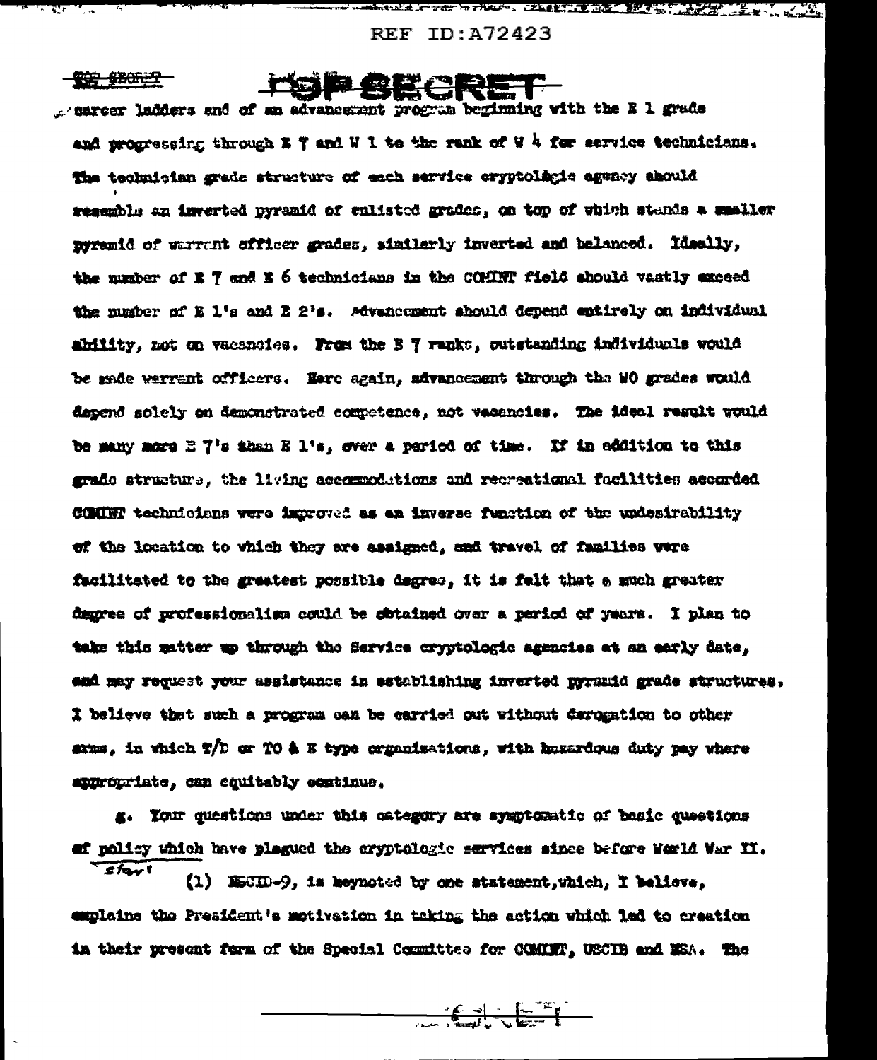career ladders and of an advancement program beginning with the E 1 grade and progressing through E 7 and W 1 to the rank of W 4 for service technicians. The technician grade structure of each service cryptologic agency should resemble an inverted pyramid of enlisted grades, on top of which stands a smaller pyramid of warrant officer grades, similarly inverted and balanced. Ideally, the number of E 7 and E 6 technicians in the COMINT field should vastly exceed the number of E 1's and E 2's. Advancement should depend entirely on individual ability, not on vacancies. From the E 7 ranks, outstanding individuals would be made warrant officers. Here again, advancement through the WO grades would depend solely on demonstrated competence, not vacancies. The ideal result would be many more E 7's than E 1's, over a period of time. If in addition to this grade structure, the living accommodations and recreational facilities accorded COMINT technicians were improved as an inverse function of the undesirability of the location to which they are assigned, and travel of families were facilitated to the greatest possible degree, it is felt that a much greater degree of professionalism could be obtained over a period of years. I plan to take this matter up through the Service cryptologic agencies at an early date, and may request your assistance in establishing inverted pyramid grade structures. I believe that such a program can be carried out without derogation to other arms, in which T/D or TO & E type organizations, with hazardous duty pay where appropriate, can equitably continue.

g. Your questions under this category are symptomatic of basic questions of policy which have plagued the cryptologic services since before World War II.

start

(1) NSCID-9, is keynoted by one statement, which, I believe, explains the President's motivation in taking the action which led to creation in their present form of the Special Committee for COMINT, USCIB and NSA. The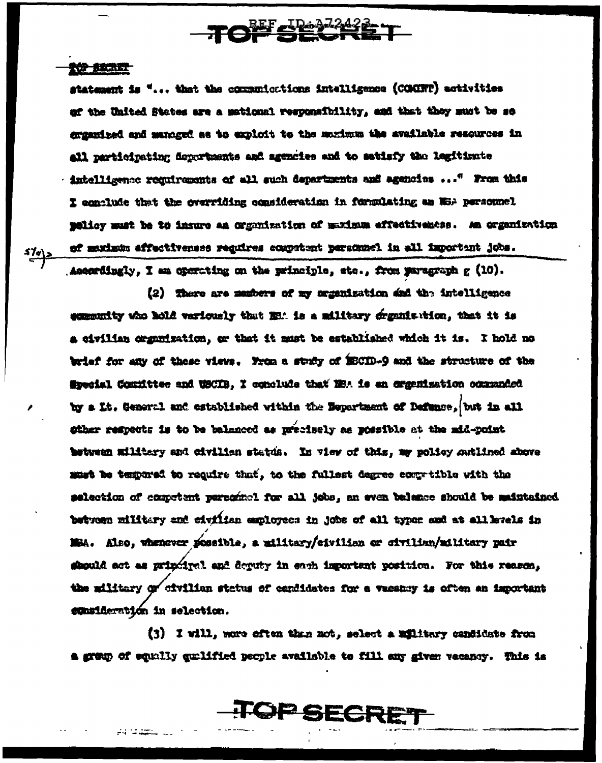TOP SECRET

statement is "... that the communications intelligence (COMINT) activities of the United States are a national responsibility, and that they must be so organized and managed as to exploit to the maximum the available resources in all participating departments and agencies and to satisfy the legitimate intelligence requirements of all such departments and agencies ..." From this I conclude that the overriding consideration in formulating an NSA personnel policy must be to insure an organization of maximum effectiveness. An organization of maximum effectiveness requires competent personnel in all important jobs. Accordingly, I am operating on the principle, etc., from paragraph g (10).

(2) There are members of my organization and the intelligence community who hold variously that NSA is a military organization, that it is a civilian organization, or that it must be established which it is. I hold no brief for any of these views. From a study of NSCID-9 and the structure of the Special Committee and USCIB, I conclude that NSA is an organization commanded by a Lt. General and established within the Department of Defense, but in all other respects is to be balanced as precisely as possible at the mid-point between military and civilian status. In view of this, my policy outlined above must be tempered to require that, to the fullest degree compatible with the selection of competent personnel for all jobs, an even balance should be maintained between military and civilian employees in jobs of all types and at all levels in NSA. Also, whenever possible, a military/civilian or civilian/military pair should act as principal and deputy in each important position. For this reason, the military or civilian status of candidates for a vacancy is often an important consideration in selection.

(3) I will, more often than not, select a military candidate from a group of equally qualified people available to fill any given vacancy. This is

TOP SECRET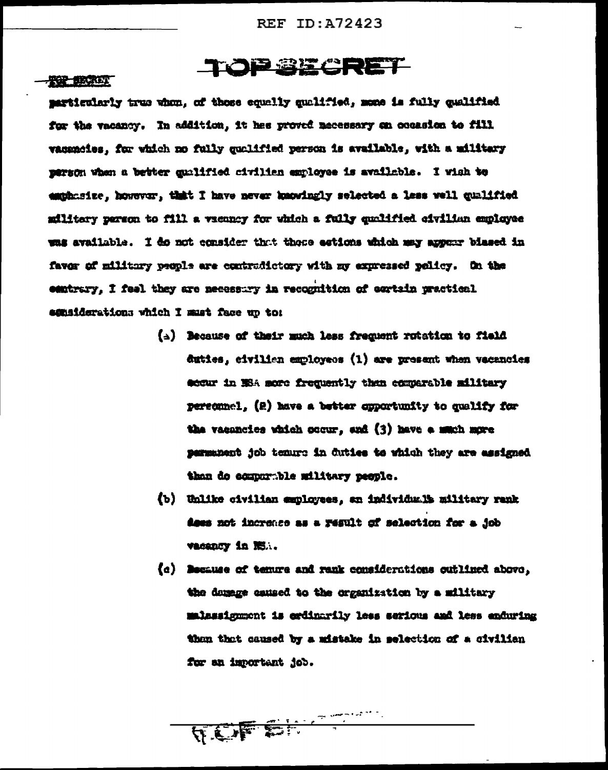particularly true when, of those equally qualified, none is fully qualified for the vacancy. In addition, it has proved necessary on occasion to fill vacancies, for which no fully qualified person is available, with a military person when a better qualified civilian employee is available. I wish to emphasize, however, that I have never knowingly selected a less well qualified military person to fill a vacancy for which a fully qualified civilian employee was available. I do not consider that those actions which may appear biased in favor of military people are contradictory with my expressed policy. On the contrary, I feel they are necessary in recognition of certain practical considerations which I must face up to:

(a) Because of their much less frequent rotation to field duties, civilian employees (1) are present when vacancies occur in NSA more frequently than comparable military personnel, (2) have a better opportunity to qualify for the vacancies which occur, and (3) have a much more permanent job tenure in duties to which they are assigned than do comparable military people.

(b) Unlike civilian employees, an individual's military rank does not increase as a result of selection for a job vacancy in NSA.

(c) Because of tenure and rank considerations outlined above, the damage caused to the organization by a military malassignment is ordinarily less serious and less enduring than that caused by a mistake in selection of a civilian for an important job.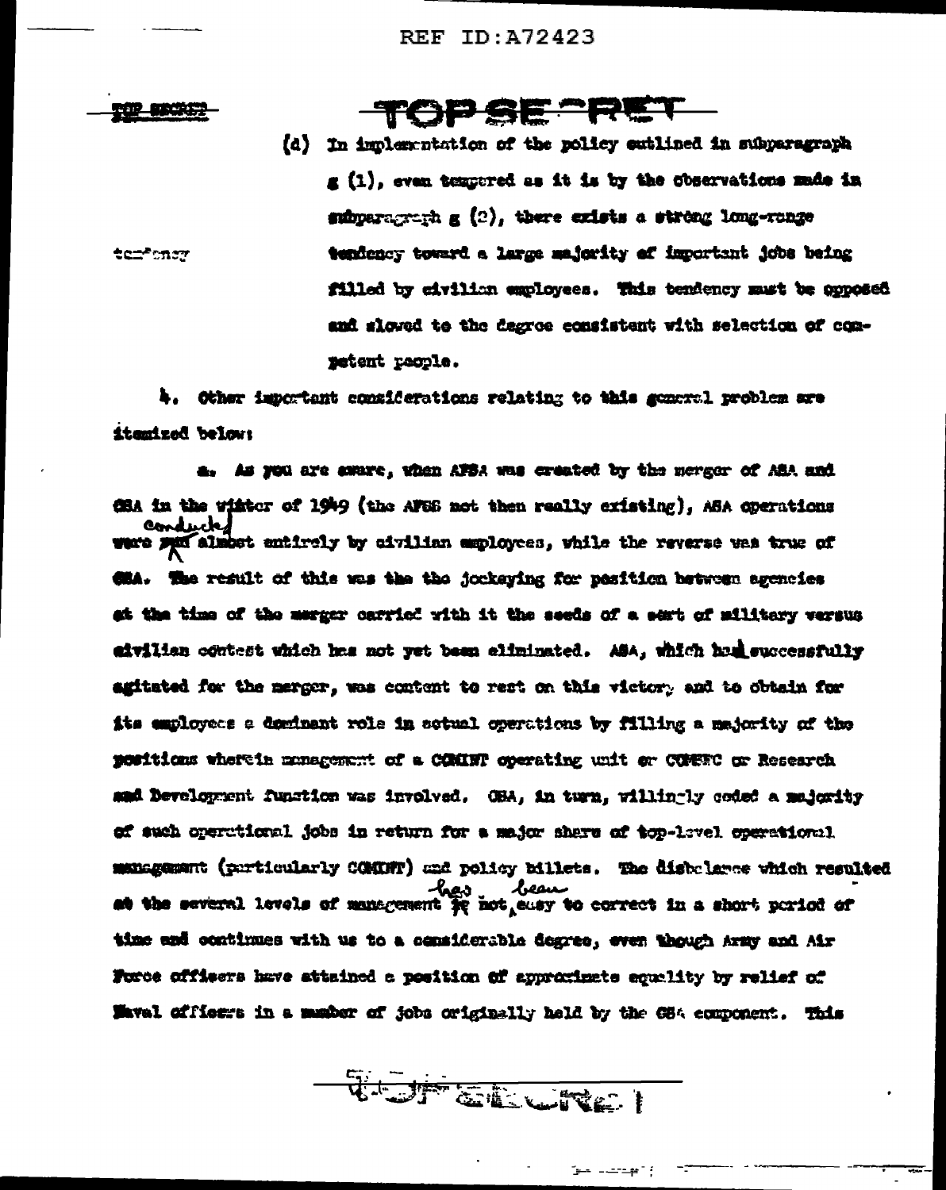TOP SECRET

(d) In implementation of the policy outlined in subparagraph g (1), even tempered as it is by the observations made in subparagraph g (2), there exists a strong long-range tendency toward a large majority of important jobs being filled by civilian employees. This tendency must be opposed and slowed to the degree consistent with selection of competent people.

tendency

4. Other important considerations relating to this general problem are itemized below:

a. As you are aware, when AFSA was created by the merger of ASA and CSA in the winter of 1949 (the AFSS not then really existing), ASA operations were conducted almost entirely by civilian employees, while the reverse was true of CSA. The result of this was the the jockeying for position between agencies at the time of the merger carried with it the seeds of a sort of military versus civilian contest which has not yet been eliminated. ASA, which had successfully agitated for the merger, was content to rest on this victory and to obtain for its employees a dominant role in actual operations by filling a majority of the positions wherein management of a COMINT operating unit or COMSEC or Research and Development function was involved. CSA, in turn, willingly ceded a majority of such operational jobs in return for a major share of top-level operational management (particularly COMINT) and policy billets. The disbalance which resulted at the several levels of management has not been easy to correct in a short period of time and continues with us to a considerable degree, even though Army and Air Force officers have attained a position of approximate equality by relief of Naval officers in a number of jobs originally held by the CSA component. This

TOP SECRET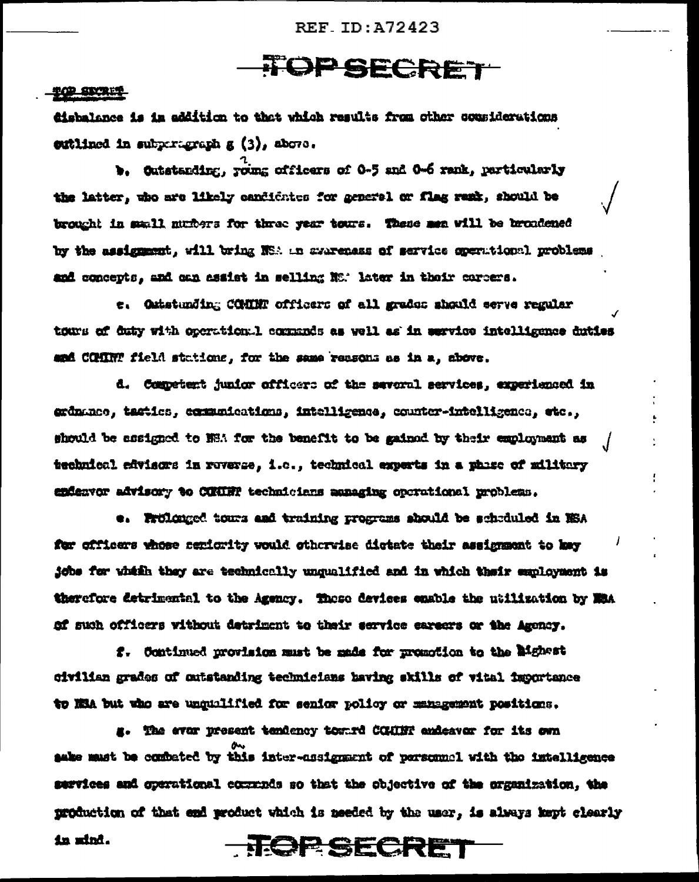dishalance is in addition to that which results from other considerations outlined in subparagraph g (3), above.

b. Outstanding, young officers of O-5 and O-6 rank, particularly the latter, who are likely candidates for general or flag rank, should be brought in small numbers for three year tours. These men will be broadened by the assignment, will bring NSA an awareness of service operational problems and concepts, and can assist in selling NSA later in their careers.

c. Outstanding COMINT officers of all grades should serve regular tours of duty with operational commands as well as in service intelligence duties and COMINT field stations, for the same reasons as in a, above.

d. Competent junior officers of the several services, experienced in ordnance, tactics, communications, intelligence, counter-intelligence, etc., should be assigned to NSA for the benefit to be gained by their employment as technical advisors in reverse, i.e., technical experts in a phase of military endeavor advisory to COMINT technicians managing operational problems.

e. Prolonged tours and training programs should be scheduled in NSA for officers whose seniority would otherwise dictate their assignment to key jobs for which they are technically unqualified and in which their employment is therefore detrimental to the Agency. These devices enable the utilization by NSA of such officers without detriment to their service careers or the Agency.

f. Continued provision must be made for promotion to the highest civilian grades of outstanding technicians having skills of vital importance to NSA but who are unqualified for senior policy or management positions.

g. The ever present tendency toward COMINT endeavor for its own sake must be combated by this inter-assignment of personnel with the intelligence services and operational commands so that the objective of the organization, the production of that end product which is needed by the user, is always kept clearly in mind.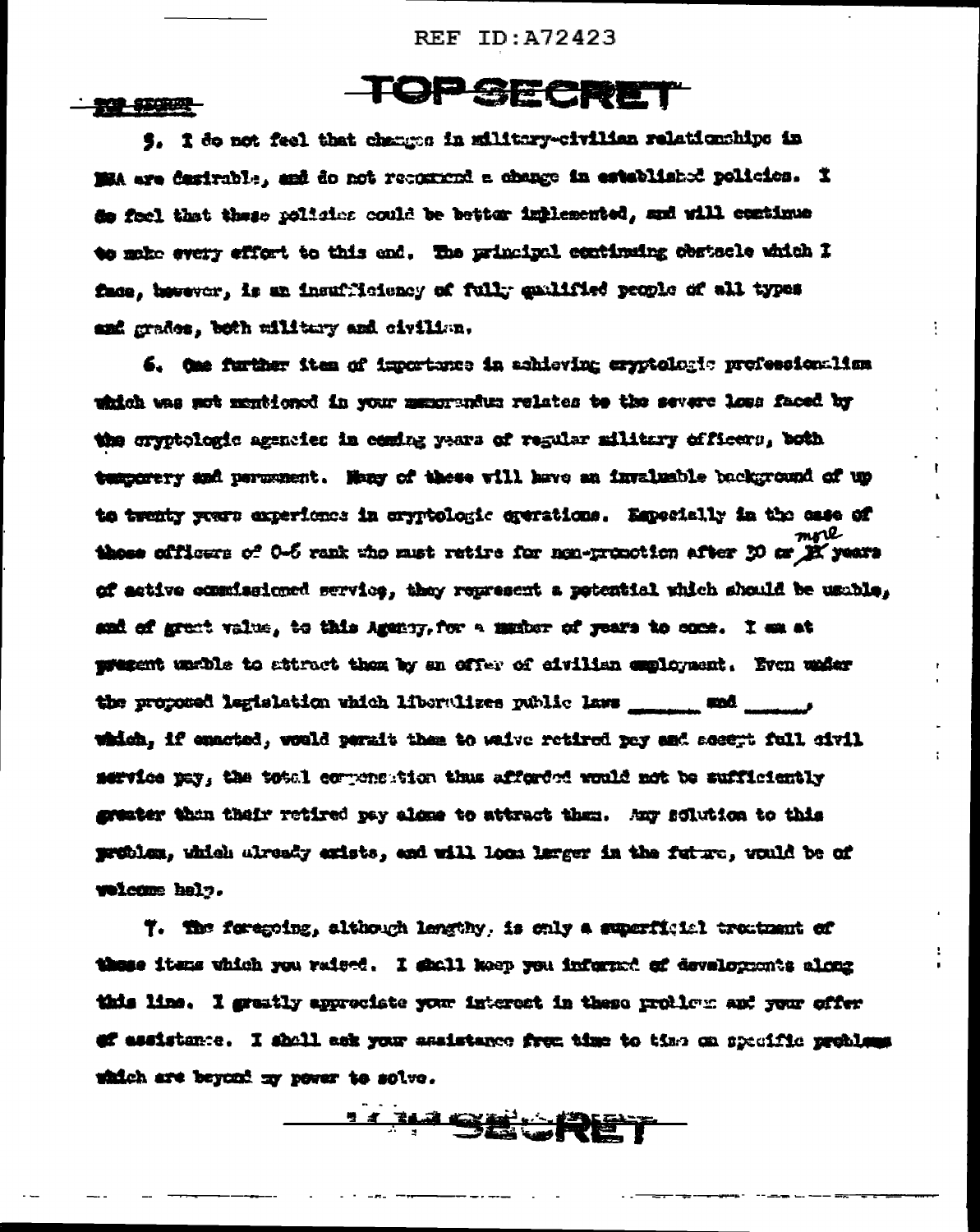5. I do not feel that changes in military-civilian relationships in NSA are desirable, and do not recommend a change in established policies. I do feel that these policies could be better implemented, and will continue to make every effort to this end. The principal continuing obstacle which I face, however, is an insufficiency of fully qualified people of all types and grades, both military and civilian.

6. One further item of importance in achieving cryptologic professionalism which was not mentioned in your memorandum relates to the severe loss faced by the cryptologic agencies in coming years of regular military officers, both temporary and permanent. Many of these will have an invaluable background of up to twenty years experience in cryptologic operations. Especially in the case of those officers of O-5 rank who must retire for non-promotion after 20 or ~~25~~ more years of active commissioned service, they represent a potential which should be usable, and of great value, to this Agency, for a number of years to come. I am at present unable to attract them by an offer of civilian employment. Even under the proposed legislation which liberalizes public laws _______ and _______, which, if enacted, would permit them to waive retired pay and accept full civil service pay, the total compensation thus afforded would not be sufficiently greater than their retired pay alone to attract them. Any solution to this problem, which already exists, and will loom larger in the future, would be of welcome help.

7. The foregoing, although lengthy, is only a superficial treatment of those items which you raised. I shall keep you informed of developments along this line. I greatly appreciate your interest in these problems and your offer of assistance. I shall ask your assistance from time to time on specific problems which are beyond my power to solve.